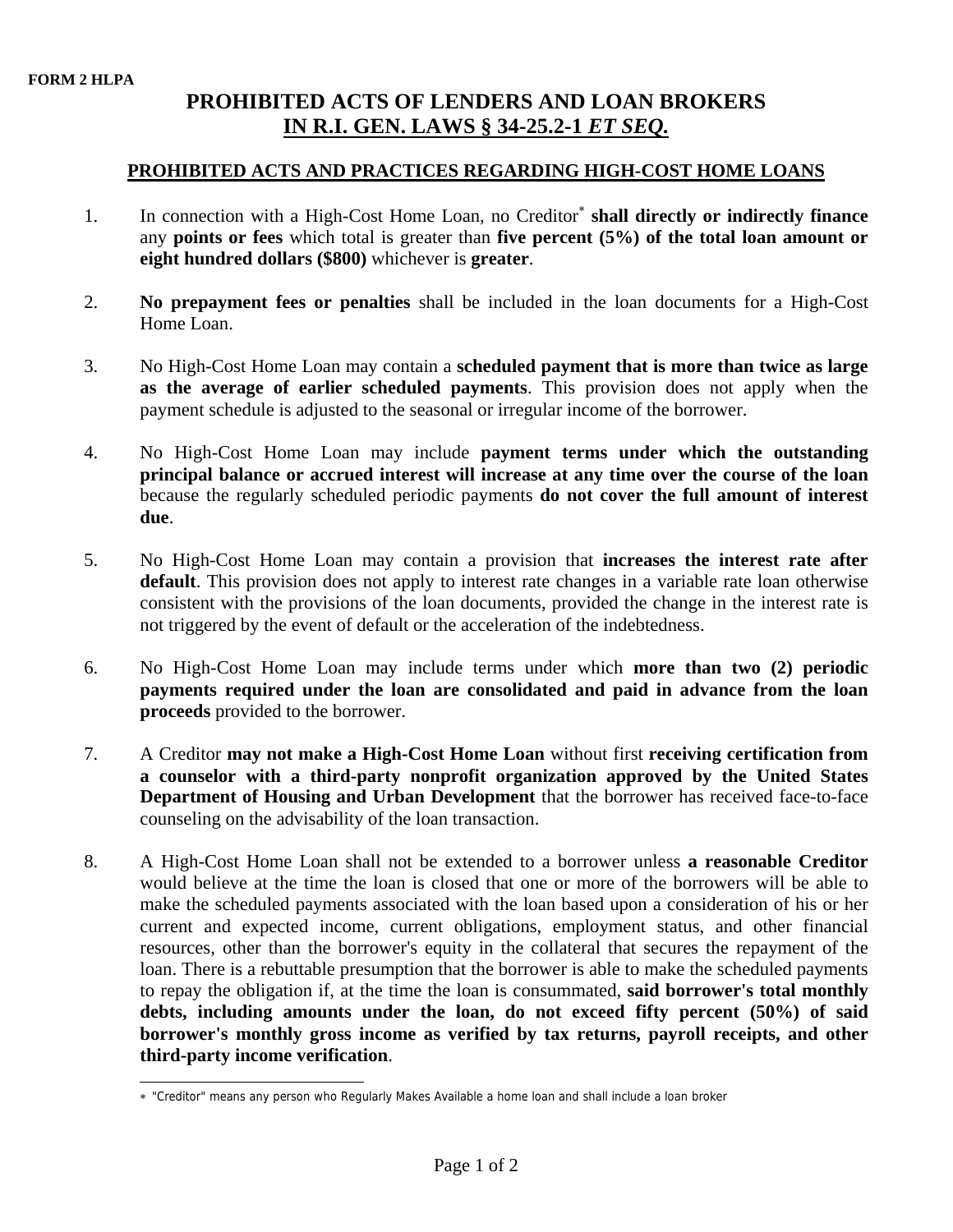**FORM 2 HLPA**

# PROHIBITED ACTS OF LENDERS AND LOAN BROKERS IN R.I. GEN. LAWS § 34-25.2-1 *ET SEQ.*

## PROHIBITED ACTS AND PRACTICES REGARDING HIGH-COST HOME LOANS

1. In connection with a High-Cost Home Loan, no Creditor* **shall directly or indirectly finance** any **points or fees** which total is greater than **five percent (5%) of the total loan amount or eight hundred dollars ($800)** whichever is **greater**.

2. **No prepayment fees or penalties** shall be included in the loan documents for a High-Cost Home Loan.

3. No High-Cost Home Loan may contain a **scheduled payment that is more than twice as large as the average of earlier scheduled payments**. This provision does not apply when the payment schedule is adjusted to the seasonal or irregular income of the borrower.

4. No High-Cost Home Loan may include **payment terms under which the outstanding principal balance or accrued interest will increase at any time over the course of the loan** because the regularly scheduled periodic payments **do not cover the full amount of interest due**.

5. No High-Cost Home Loan may contain a provision that **increases the interest rate after default**. This provision does not apply to interest rate changes in a variable rate loan otherwise consistent with the provisions of the loan documents, provided the change in the interest rate is not triggered by the event of default or the acceleration of the indebtedness.

6. No High-Cost Home Loan may include terms under which **more than two (2) periodic payments required under the loan are consolidated and paid in advance from the loan proceeds** provided to the borrower.

7. A Creditor **may not make a High-Cost Home Loan** without first **receiving certification from a counselor with a third-party nonprofit organization approved by the United States Department of Housing and Urban Development** that the borrower has received face-to-face counseling on the advisability of the loan transaction.

8. A High-Cost Home Loan shall not be extended to a borrower unless **a reasonable Creditor** would believe at the time the loan is closed that one or more of the borrowers will be able to make the scheduled payments associated with the loan based upon a consideration of his or her current and expected income, current obligations, employment status, and other financial resources, other than the borrower's equity in the collateral that secures the repayment of the loan. There is a rebuttable presumption that the borrower is able to make the scheduled payments to repay the obligation if, at the time the loan is consummated, **said borrower's total monthly debts, including amounts under the loan, do not exceed fifty percent (50%) of said borrower's monthly gross income as verified by tax returns, payroll receipts, and other third-party income verification**.

---

* "Creditor" means any person who Regularly Makes Available a home loan and shall include a loan broker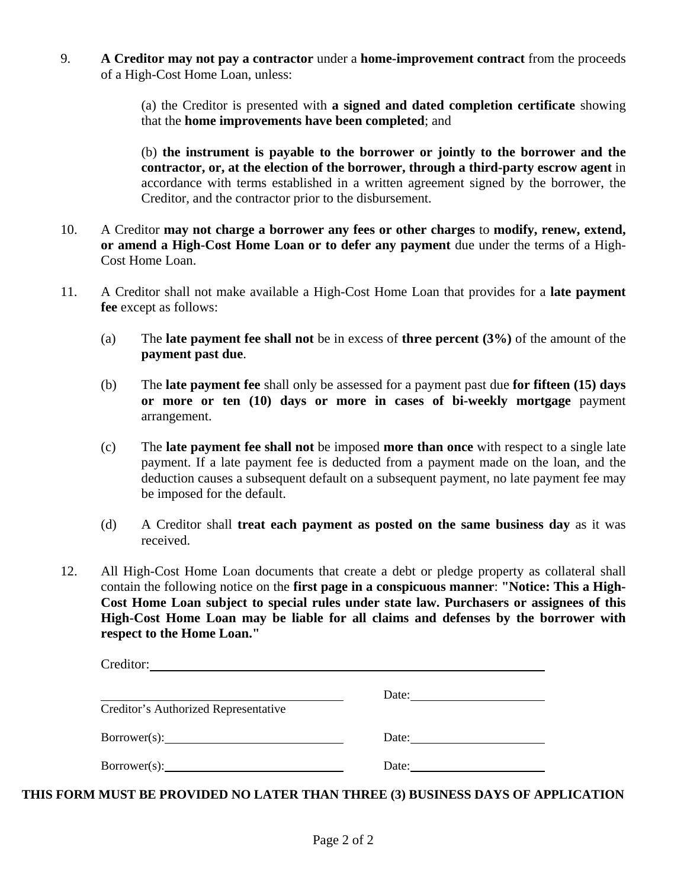9. **A Creditor may not pay a contractor** under a **home-improvement contract** from the proceeds of a High-Cost Home Loan, unless:

   (a) the Creditor is presented with **a signed and dated completion certificate** showing that the **home improvements have been completed**; and

   (b) **the instrument is payable to the borrower or jointly to the borrower and the contractor, or, at the election of the borrower, through a third-party escrow agent** in accordance with terms established in a written agreement signed by the borrower, the Creditor, and the contractor prior to the disbursement.

10. A Creditor **may not charge a borrower any fees or other charges** to **modify, renew, extend, or amend a High-Cost Home Loan or to defer any payment** due under the terms of a High-Cost Home Loan.

11. A Creditor shall not make available a High-Cost Home Loan that provides for a **late payment fee** except as follows:

    (a) The **late payment fee shall not** be in excess of **three percent (3%)** of the amount of the **payment past due**.

    (b) The **late payment fee** shall only be assessed for a payment past due **for fifteen (15) days or more or ten (10) days or more in cases of bi-weekly mortgage** payment arrangement.

    (c) The **late payment fee shall not** be imposed **more than once** with respect to a single late payment. If a late payment fee is deducted from a payment made on the loan, and the deduction causes a subsequent default on a subsequent payment, no late payment fee may be imposed for the default.

    (d) A Creditor shall **treat each payment as posted on the same business day** as it was received.

12. All High-Cost Home Loan documents that create a debt or pledge property as collateral shall contain the following notice on the **first page in a conspicuous manner**: **"Notice: This a High-Cost Home Loan subject to special rules under state law. Purchasers or assignees of this High-Cost Home Loan may be liable for all claims and defenses by the borrower with respect to the Home Loan."**

Creditor: ______________________________________________

______________________________ Date: __________________
Creditor's Authorized Representative

Borrower(s): ______________________ Date: __________________

Borrower(s): ______________________ Date: __________________

**THIS FORM MUST BE PROVIDED NO LATER THAN THREE (3) BUSINESS DAYS OF APPLICATION**